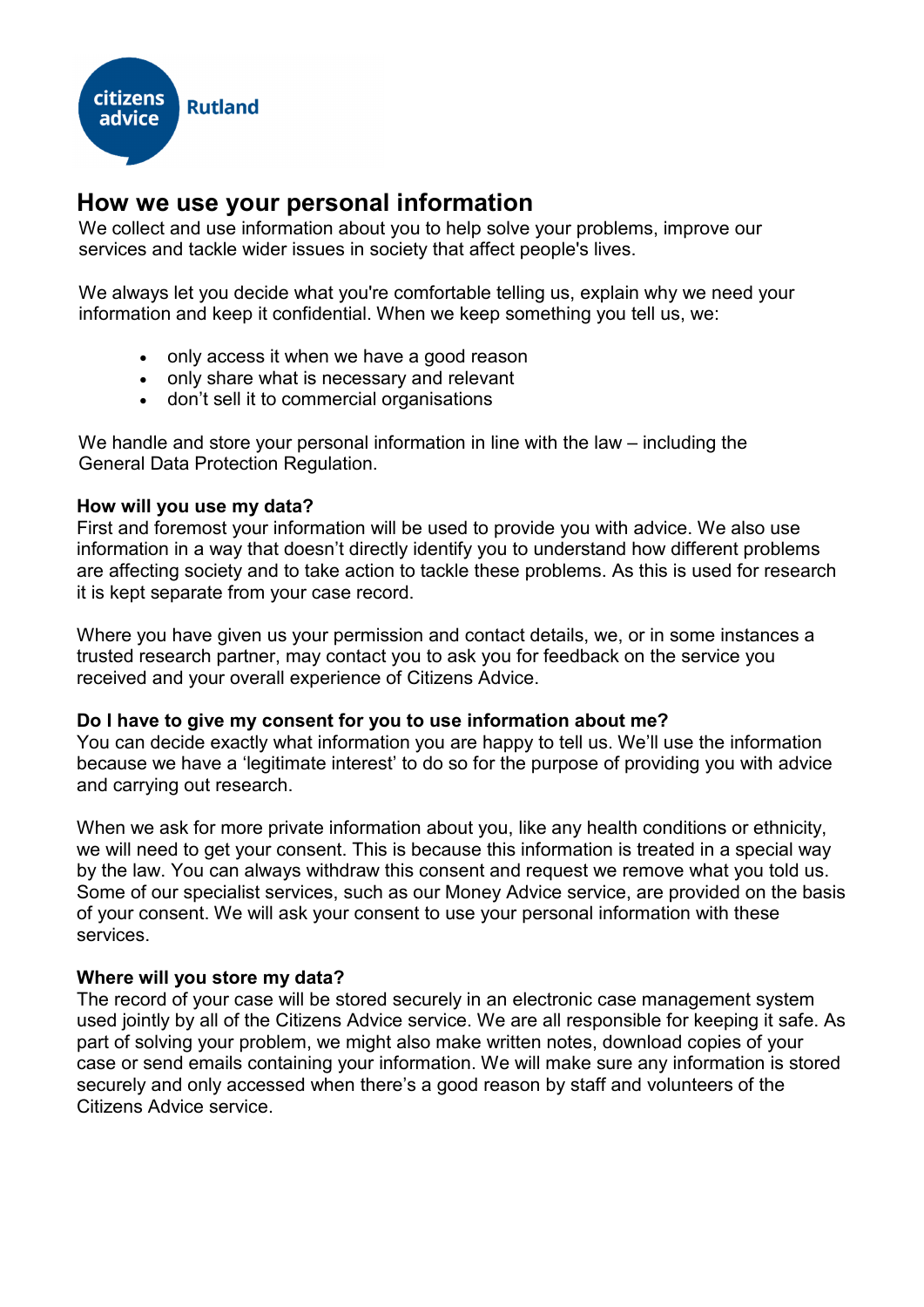citizens advice Rutland

# How we use your personal information

We collect and use information about you to help solve your problems, improve our services and tackle wider issues in society that affect people's lives.

We always let you decide what you're comfortable telling us, explain why we need your information and keep it confidential. When we keep something you tell us, we:

- only access it when we have a good reason
- only share what is necessary and relevant
- don't sell it to commercial organisations

We handle and store your personal information in line with the law – including the General Data Protection Regulation.

**How will you use my data?**
First and foremost your information will be used to provide you with advice. We also use information in a way that doesn't directly identify you to understand how different problems are affecting society and to take action to tackle these problems. As this is used for research it is kept separate from your case record.

Where you have given us your permission and contact details, we, or in some instances a trusted research partner, may contact you to ask you for feedback on the service you received and your overall experience of Citizens Advice.

**Do I have to give my consent for you to use information about me?**
You can decide exactly what information you are happy to tell us. We'll use the information because we have a 'legitimate interest' to do so for the purpose of providing you with advice and carrying out research.

When we ask for more private information about you, like any health conditions or ethnicity, we will need to get your consent. This is because this information is treated in a special way by the law. You can always withdraw this consent and request we remove what you told us. Some of our specialist services, such as our Money Advice service, are provided on the basis of your consent. We will ask your consent to use your personal information with these services.

**Where will you store my data?**
The record of your case will be stored securely in an electronic case management system used jointly by all of the Citizens Advice service. We are all responsible for keeping it safe. As part of solving your problem, we might also make written notes, download copies of your case or send emails containing your information. We will make sure any information is stored securely and only accessed when there's a good reason by staff and volunteers of the Citizens Advice service.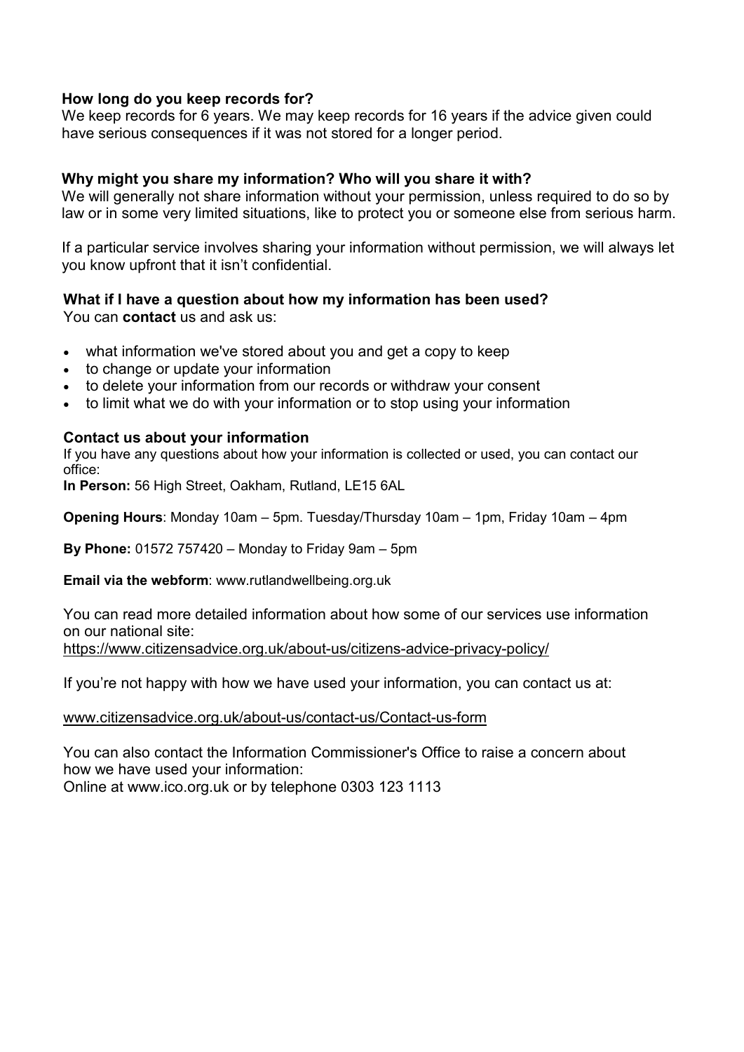**How long do you keep records for?**

We keep records for 6 years. We may keep records for 16 years if the advice given could have serious consequences if it was not stored for a longer period.

**Why might you share my information? Who will you share it with?**

We will generally not share information without your permission, unless required to do so by law or in some very limited situations, like to protect you or someone else from serious harm.

If a particular service involves sharing your information without permission, we will always let you know upfront that it isn't confidential.

**What if I have a question about how my information has been used?**

You can **contact** us and ask us:

- what information we've stored about you and get a copy to keep
- to change or update your information
- to delete your information from our records or withdraw your consent
- to limit what we do with your information or to stop using your information

**Contact us about your information**

If you have any questions about how your information is collected or used, you can contact our office:

**In Person:** 56 High Street, Oakham, Rutland, LE15 6AL

**Opening Hours**: Monday 10am – 5pm. Tuesday/Thursday 10am – 1pm, Friday 10am – 4pm

**By Phone:** 01572 757420 – Monday to Friday 9am – 5pm

**Email via the webform**: www.rutlandwellbeing.org.uk

You can read more detailed information about how some of our services use information on our national site:
https://www.citizensadvice.org.uk/about-us/citizens-advice-privacy-policy/

If you're not happy with how we have used your information, you can contact us at:

www.citizensadvice.org.uk/about-us/contact-us/Contact-us-form

You can also contact the Information Commissioner's Office to raise a concern about how we have used your information:
Online at www.ico.org.uk or by telephone 0303 123 1113